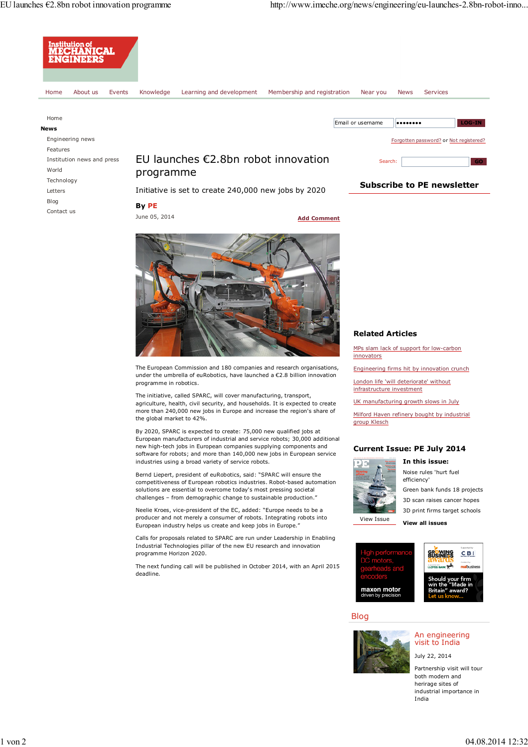Home | About us | Events | Knowledge | Learning and development | Membership and registration | Near you | News | Services

- Home
- **News**
  - Engineering news
  - Features
  - Institution news and press
  - World
  - Technology
  - Letters
  - Blog
  - Contact us

Forgotten password? or Not registered?

# EU launches €2.8bn robot innovation programme

Initiative is set to create 240,000 new jobs by 2020

**By PE**

June 05, 2014

Add Comment

The European Commission and 180 companies and research organisations, under the umbrella of euRobotics, have launched a €2.8 billion innovation programme in robotics.

The initiative, called SPARC, will cover manufacturing, transport, agriculture, health, civil security, and households. It is expected to create more than 240,000 new jobs in Europe and increase the region's share of the global market to 42%.

By 2020, SPARC is expected to create: 75,000 new qualified jobs at European manufacturers of industrial and service robots; 30,000 additional new high-tech jobs in European companies supplying components and software for robots; and more than 140,000 new jobs in European service industries using a broad variety of service robots.

Bernd Liepert, president of euRobotics, said: "SPARC will ensure the competitiveness of European robotics industries. Robot-based automation solutions are essential to overcome today's most pressing societal challenges – from demographic change to sustainable production."

Neelie Kroes, vice-president of the EC, added: "Europe needs to be a producer and not merely a consumer of robots. Integrating robots into European industry helps us create and keep jobs in Europe."

Calls for proposals related to SPARC are run under Leadership in Enabling Industrial Technologies pillar of the new EU research and innovation programme Horizon 2020.

The next funding call will be published in October 2014, with an April 2015 deadline.

## Subscribe to PE newsletter

## Related Articles

- MPs slam lack of support for low-carbon innovators
- Engineering firms hit by innovation crunch
- London life 'will deteriorate' without infrastructure investment
- UK manufacturing growth slows in July
- Milford Haven refinery bought by industrial group Klesch

## Current Issue: PE July 2014

**In this issue:**

- Noise rules 'hurt fuel efficiency'
- Green bank funds 18 projects
- 3D scan raises cancer hopes
- 3D print firms target schools

View Issue

**View all issues**

## Blog

### An engineering visit to India

July 22, 2014

Partnership visit will tour both modern and herirage sites of industrial importance in India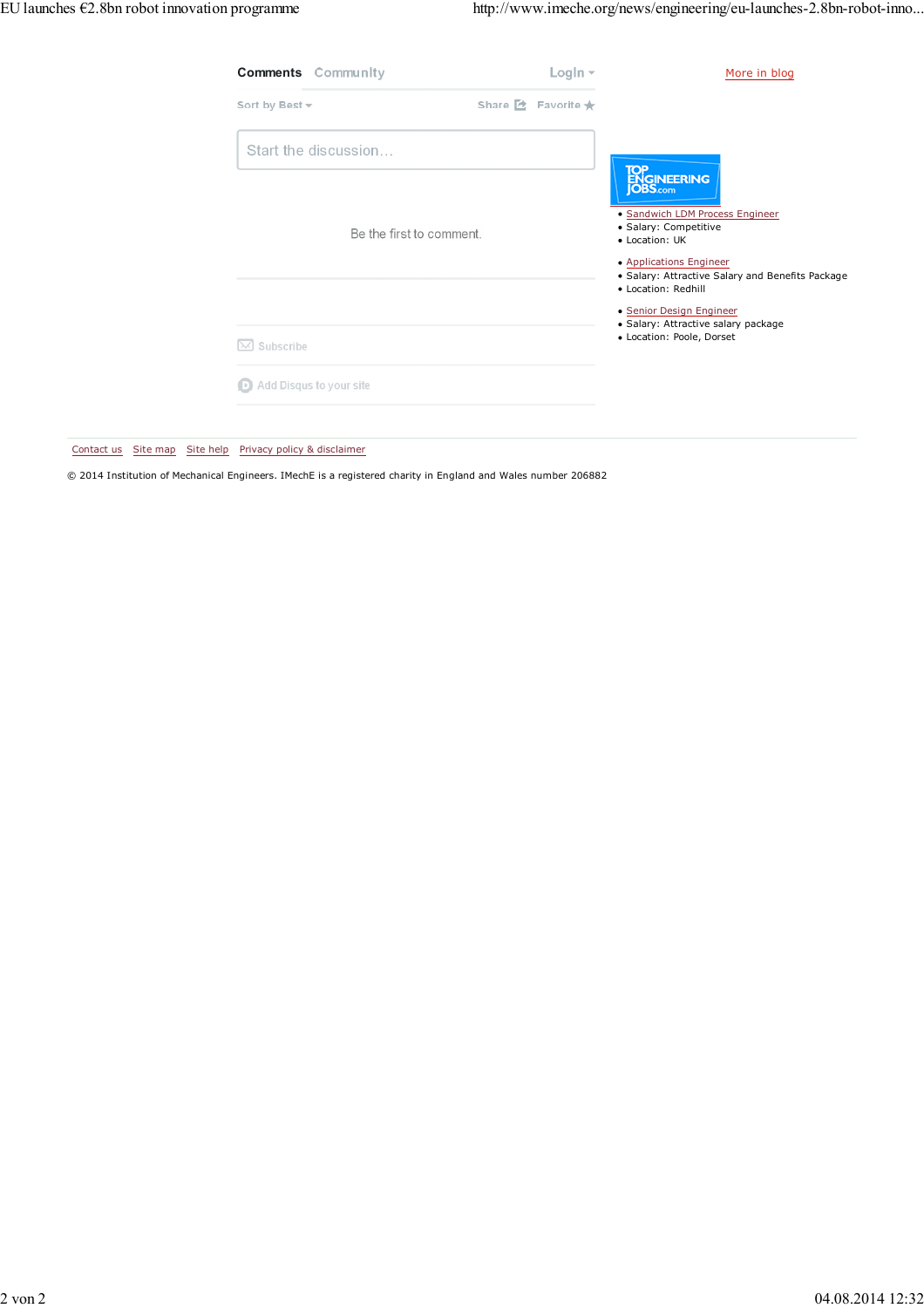Comments Community Login

Sort by Best Share Favorite

Start the discussion…

Be the first to comment.

Subscribe

Add Disqus to your site

More in blog

TOP ENGINEERING JOBS.com

- Sandwich LDM Process Engineer
- Salary: Competitive
- Location: UK

- Applications Engineer
- Salary: Attractive Salary and Benefits Package
- Location: Redhill

- Senior Design Engineer
- Salary: Attractive salary package
- Location: Poole, Dorset

Contact us Site map Site help Privacy policy & disclaimer

© 2014 Institution of Mechanical Engineers. IMechE is a registered charity in England and Wales number 206882